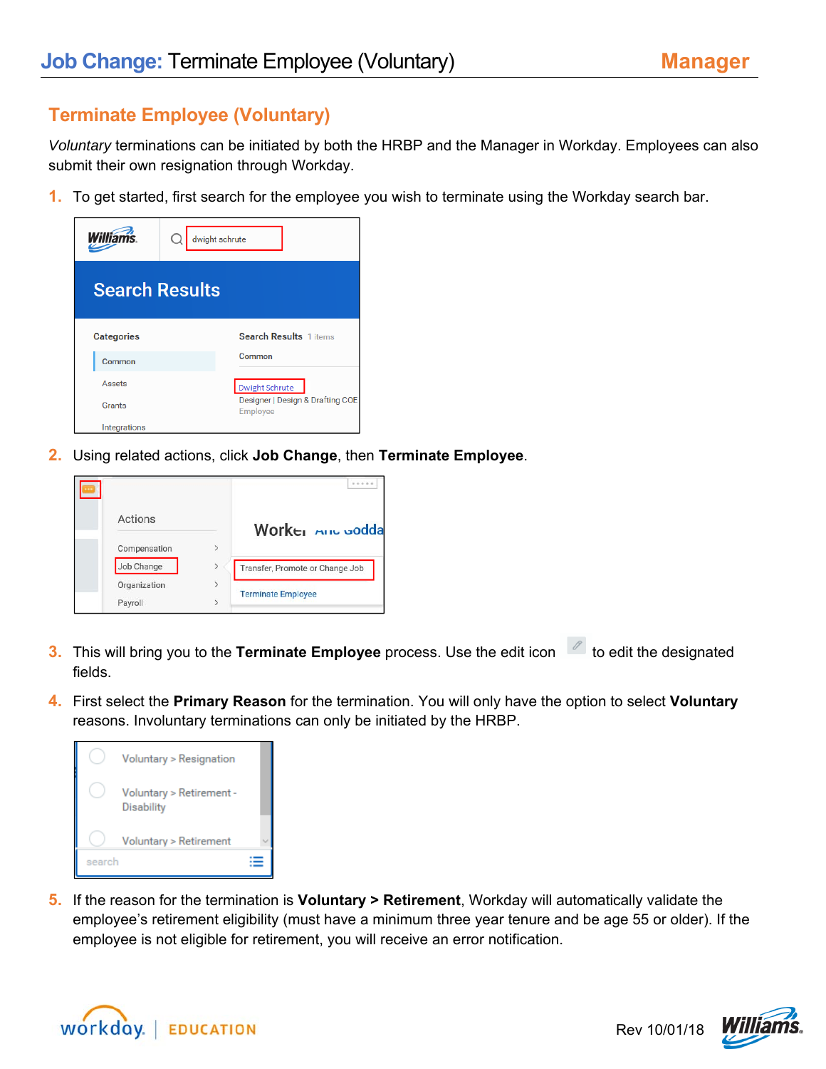# Job Change: Terminate Employee (Voluntary)

**Manager**

## Terminate Employee (Voluntary)

*Voluntary* terminations can be initiated by both the HRBP and the Manager in Workday. Employees can also submit their own resignation through Workday.

1. To get started, first search for the employee you wish to terminate using the Workday search bar.

2. Using related actions, click **Job Change**, then **Terminate Employee**.

3. This will bring you to the **Terminate Employee** process. Use the edit icon to edit the designated fields.

4. First select the **Primary Reason** for the termination. You will only have the option to select **Voluntary** reasons. Involuntary terminations can only be initiated by the HRBP.

5. If the reason for the termination is **Voluntary > Retirement**, Workday will automatically validate the employee's retirement eligibility (must have a minimum three year tenure and be age 55 or older). If the employee is not eligible for retirement, you will receive an error notification.

Rev 10/01/18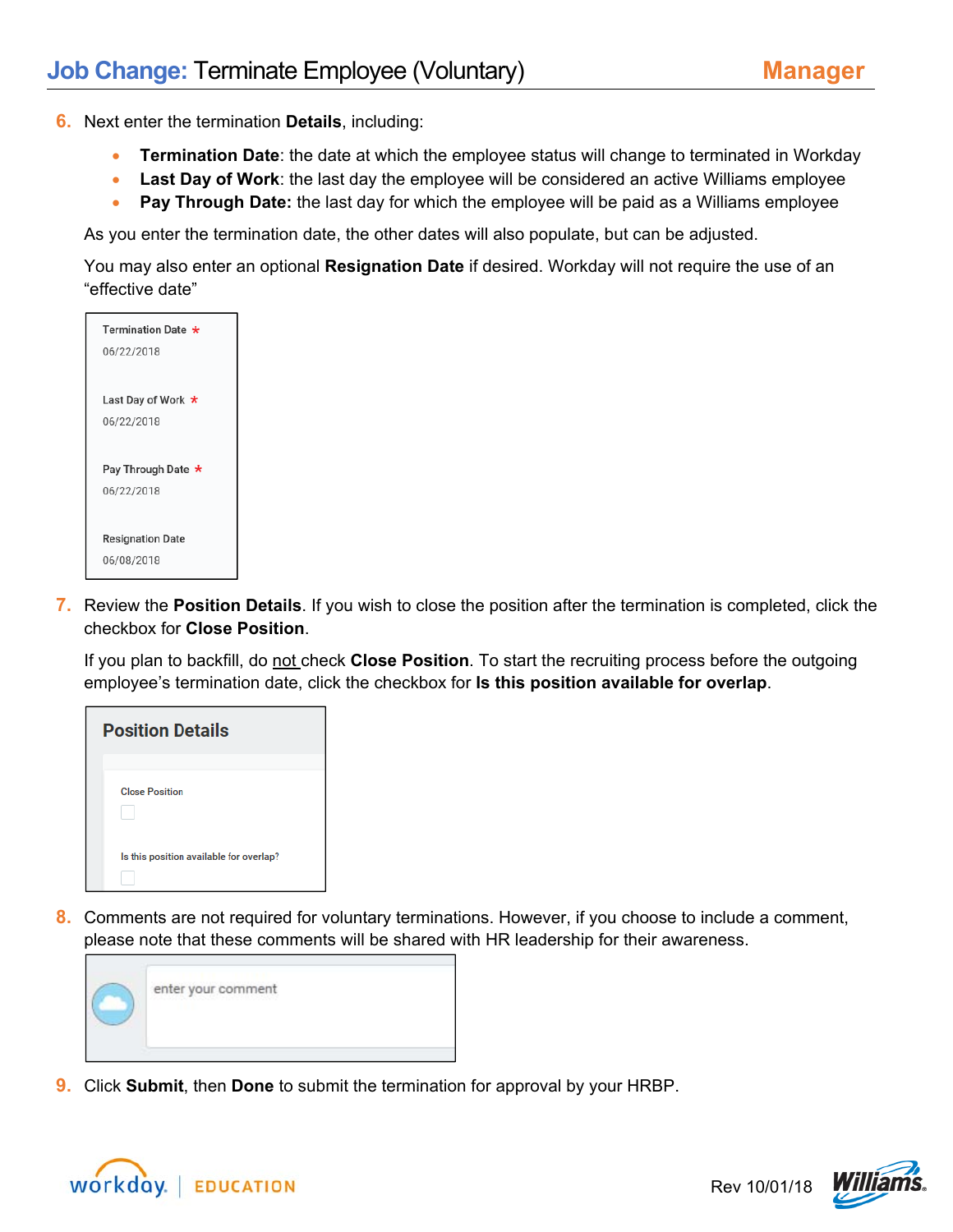6. Next enter the termination **Details**, including:

   - **Termination Date**: the date at which the employee status will change to terminated in Workday
   - **Last Day of Work**: the last day the employee will be considered an active Williams employee
   - **Pay Through Date:** the last day for which the employee will be paid as a Williams employee

   As you enter the termination date, the other dates will also populate, but can be adjusted.

   You may also enter an optional **Resignation Date** if desired. Workday will not require the use of an "effective date"

   Termination Date *
   06/22/2018

   Last Day of Work *
   06/22/2018

   Pay Through Date *
   06/22/2018

   Resignation Date
   06/08/2018

7. Review the **Position Details**. If you wish to close the position after the termination is completed, click the checkbox for **Close Position**.

   If you plan to backfill, do not check **Close Position**. To start the recruiting process before the outgoing employee's termination date, click the checkbox for **Is this position available for overlap**.

   **Position Details**

   Close Position

   Is this position available for overlap?

8. Comments are not required for voluntary terminations. However, if you choose to include a comment, please note that these comments will be shared with HR leadership for their awareness.

   enter your comment

9. Click **Submit**, then **Done** to submit the termination for approval by your HRBP.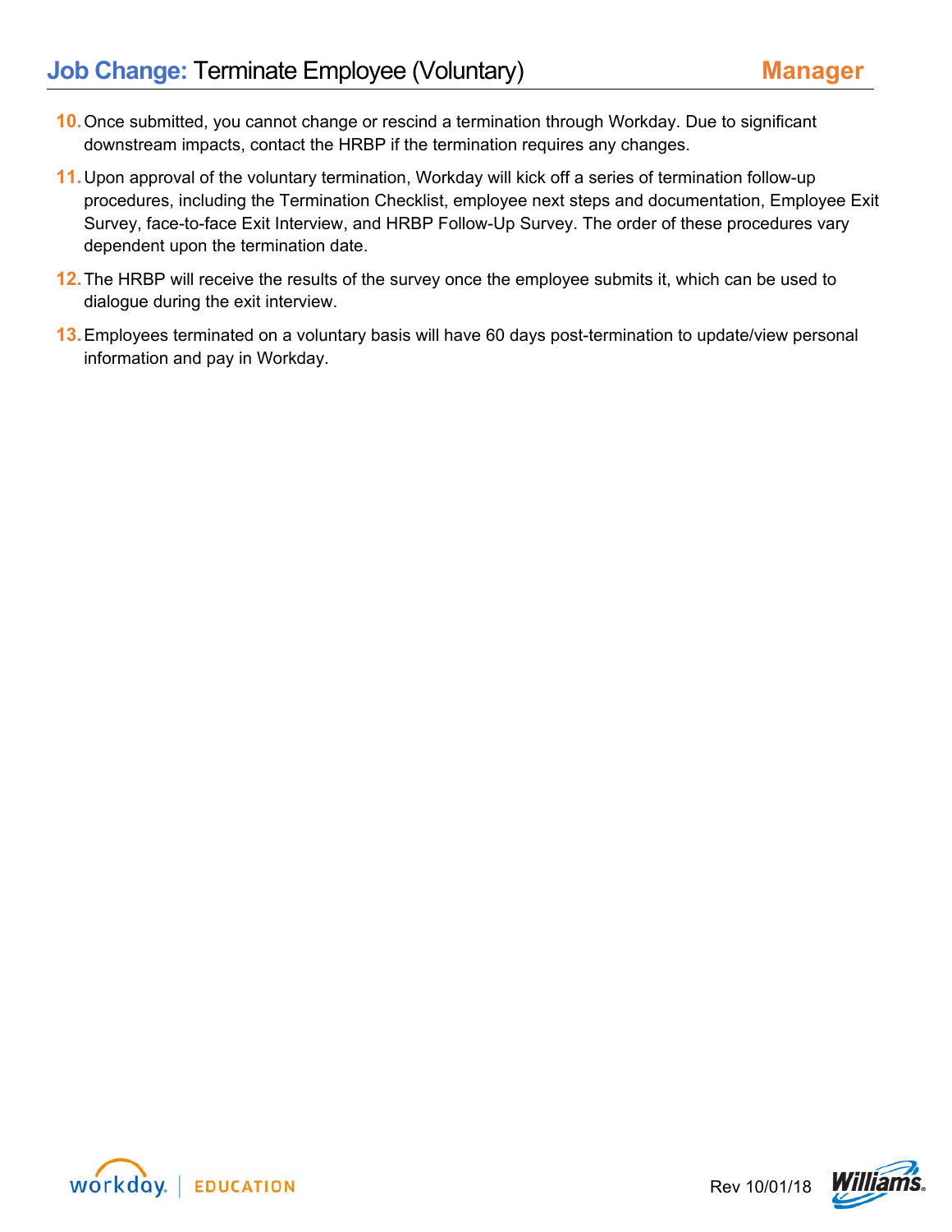10. Once submitted, you cannot change or rescind a termination through Workday. Due to significant downstream impacts, contact the HRBP if the termination requires any changes.
11. Upon approval of the voluntary termination, Workday will kick off a series of termination follow-up procedures, including the Termination Checklist, employee next steps and documentation, Employee Exit Survey, face-to-face Exit Interview, and HRBP Follow-Up Survey. The order of these procedures vary dependent upon the termination date.
12. The HRBP will receive the results of the survey once the employee submits it, which can be used to dialogue during the exit interview.
13. Employees terminated on a voluntary basis will have 60 days post-termination to update/view personal information and pay in Workday.